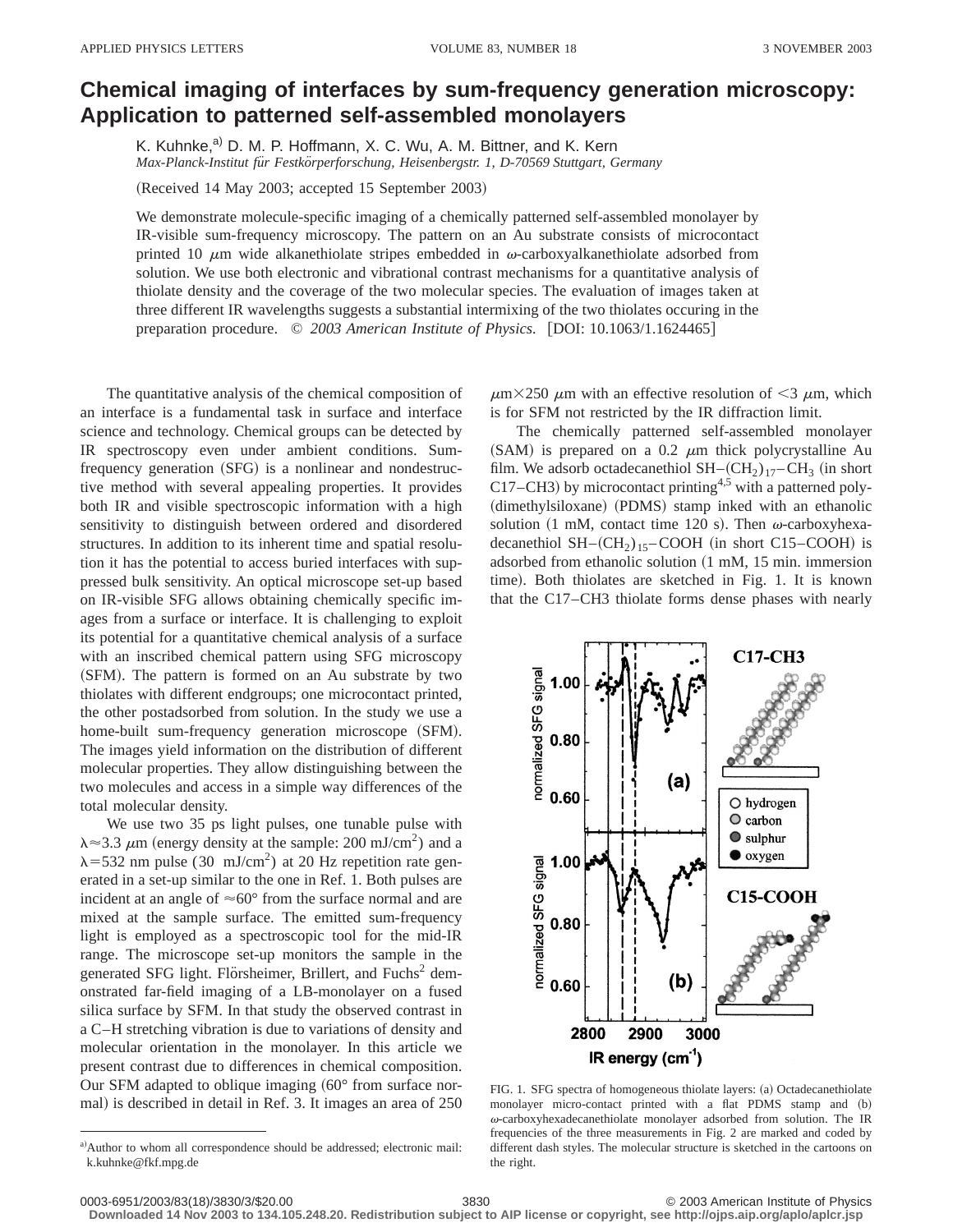# Chemical imaging of interfaces by sum-frequency generation microscopy: Application to patterned self-assembled monolayers

K. Kuhnke,[a)] D. M. P. Hoffmann, X. C. Wu, A. M. Bittner, and K. Kern

*Max-Planck-Institut für Festkörperforschung, Heisenbergstr. 1, D-70569 Stuttgart, Germany*

(Received 14 May 2003; accepted 15 September 2003)

We demonstrate molecule-specific imaging of a chemically patterned self-assembled monolayer by IR-visible sum-frequency microscopy. The pattern on an Au substrate consists of microcontact printed 10 $\mu$m wide alkanethiolate stripes embedded in $\omega$-carboxyalkanethiolate adsorbed from solution. We use both electronic and vibrational contrast mechanisms for a quantitative analysis of thiolate density and the coverage of the two molecular species. The evaluation of images taken at three different IR wavelengths suggests a substantial intermixing of the two thiolates occuring in the preparation procedure. © *2003 American Institute of Physics.* [DOI: 10.1063/1.1624465]

The quantitative analysis of the chemical composition of an interface is a fundamental task in surface and interface science and technology. Chemical groups can be detected by IR spectroscopy even under ambient conditions. Sum-frequency generation (SFG) is a nonlinear and nondestructive method with several appealing properties. It provides both IR and visible spectroscopic information with a high sensitivity to distinguish between ordered and disordered structures. In addition to its inherent time and spatial resolution it has the potential to access buried interfaces with suppressed bulk sensitivity. An optical microscope set-up based on IR-visible SFG allows obtaining chemically specific images from a surface or interface. It is challenging to exploit its potential for a quantitative chemical analysis of a surface with an inscribed chemical pattern using SFG microscopy (SFM). The pattern is formed on an Au substrate by two thiolates with different endgroups; one microcontact printed, the other postadsorbed from solution. In the study we use a home-built sum-frequency generation microscope (SFM). The images yield information on the distribution of different molecular properties. They allow distinguishing between the two molecules and access in a simple way differences of the total molecular density.

We use two 35 ps light pulses, one tunable pulse with $\lambda \approx 3.3$ $\mu$m (energy density at the sample: 200 mJ/cm$^2$) and a $\lambda = 532$ nm pulse (30 mJ/cm$^2$) at 20 Hz repetition rate generated in a set-up similar to the one in Ref. 1. Both pulses are incident at an angle of $\approx 60°$ from the surface normal and are mixed at the sample surface. The emitted sum-frequency light is employed as a spectroscopic tool for the mid-IR range. The microscope set-up monitors the sample in the generated SFG light. Flörsheimer, Brillert, and Fuchs[2] demonstrated far-field imaging of a LB-monolayer on a fused silica surface by SFM. In that study the observed contrast in a C–H stretching vibration is due to variations of density and molecular orientation in the monolayer. In this article we present contrast due to differences in chemical composition. Our SFM adapted to oblique imaging (60° from surface normal) is described in detail in Ref. 3. It images an area of 250 $\mu$m$\times$250 $\mu$m with an effective resolution of $<3$ $\mu$m, which is for SFM not restricted by the IR diffraction limit.

The chemically patterned self-assembled monolayer (SAM) is prepared on a 0.2 $\mu$m thick polycrystalline Au film. We adsorb octadecanethiol SH–$(CH_2)_{17}$–$CH_3$ (in short C17–CH3) by microcontact printing[4,5] with a patterned poly-(dimethylsiloxane) (PDMS) stamp inked with an ethanolic solution (1 mM, contact time 120 s). Then $\omega$-carboxyhexadecanethiol SH–$(CH_2)_{15}$–COOH (in short C15–COOH) is adsorbed from ethanolic solution (1 mM, 15 min. immersion time). Both thiolates are sketched in Fig. 1. It is known that the C17–CH3 thiolate forms dense phases with nearly

FIG. 1. SFG spectra of homogeneous thiolate layers: (a) Octadecanethiolate monolayer micro-contact printed with a flat PDMS stamp and (b) $\omega$-carboxyhexadecanethiolate monolayer adsorbed from solution. The IR frequencies of the three measurements in Fig. 2 are marked and coded by different dash styles. The molecular structure is sketched in the cartoons on the right.

[a)]Author to whom all correspondence should be addressed; electronic mail: k.kuhnke@fkf.mpg.de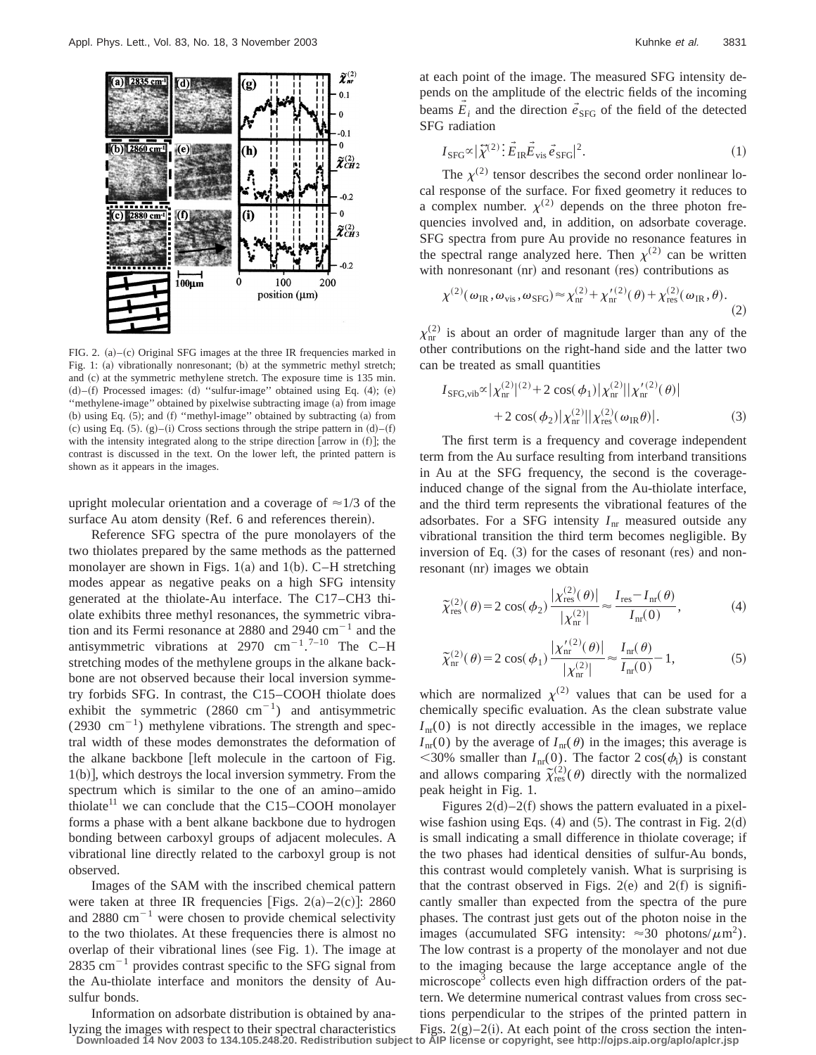FIG. 2. (a)–(c) Original SFG images at the three IR frequencies marked in Fig. 1: (a) vibrationally nonresonant; (b) at the symmetric methyl stretch; and (c) at the symmetric methylene stretch. The exposure time is 135 min. (d)–(f) Processed images: (d) ''sulfur-image'' obtained using Eq. (4); (e) ''methylene-image'' obtained by pixelwise subtracting image (a) from image (b) using Eq. (5); and (f) ''methyl-image'' obtained by subtracting (a) from (c) using Eq. (5). (g)–(i) Cross sections through the stripe pattern in (d)–(f) with the intensity integrated along to the stripe direction [arrow in (f)]; the contrast is discussed in the text. On the lower left, the printed pattern is shown as it appears in the images.

upright molecular orientation and a coverage of $\approx 1/3$ of the surface Au atom density (Ref. 6 and references therein).

Reference SFG spectra of the pure monolayers of the two thiolates prepared by the same methods as the patterned monolayer are shown in Figs. 1(a) and 1(b). C–H stretching modes appear as negative peaks on a high SFG intensity generated at the thiolate-Au interface. The C17–CH3 thiolate exhibits three methyl resonances, the symmetric vibration and its Fermi resonance at 2880 and 2940 $cm^{-1}$ and the antisymmetric vibrations at 2970 $cm^{-1}$.[7–10] The C–H stretching modes of the methylene groups in the alkane backbone are not observed because their local inversion symmetry forbids SFG. In contrast, the C15–COOH thiolate does exhibit the symmetric (2860 $cm^{-1}$) and antisymmetric (2930 $cm^{-1}$) methylene vibrations. The strength and spectral width of these modes demonstrates the deformation of the alkane backbone [left molecule in the cartoon of Fig. 1(b)], which destroys the local inversion symmetry. From the spectrum which is similar to the one of an amino–amido thiolate[11] we can conclude that the C15–COOH monolayer forms a phase with a bent alkane backbone due to hydrogen bonding between carboxyl groups of adjacent molecules. A vibrational line directly related to the carboxyl group is not observed.

Images of the SAM with the inscribed chemical pattern were taken at three IR frequencies [Figs. 2(a)–2(c)]: 2860 and 2880 $cm^{-1}$ were chosen to provide chemical selectivity to the two thiolates. At these frequencies there is almost no overlap of their vibrational lines (see Fig. 1). The image at 2835 $cm^{-1}$ provides contrast specific to the SFG signal from the Au-thiolate interface and monitors the density of Au-sulfur bonds.

Information on adsorbate distribution is obtained by analyzing the images with respect to their spectral characteristics at each point of the image. The measured SFG intensity depends on the amplitude of the electric fields of the incoming beams $\vec{E}_i$ and the direction $\vec{e}_{SFG}$ of the field of the detected SFG radiation

$$I_{SFG} \propto |\vec{\vec{\chi}}^{(2)} \vdots \vec{E}_{IR} \vec{E}_{vis} \vec{e}_{SFG}|^2. \tag{1}$$

The $\chi^{(2)}$ tensor describes the second order nonlinear local response of the surface. For fixed geometry it reduces to a complex number. $\chi^{(2)}$ depends on the three photon frequencies involved and, in addition, on adsorbate coverage. SFG spectra from pure Au provide no resonance features in the spectral range analyzed here. Then $\chi^{(2)}$ can be written with nonresonant (nr) and resonant (res) contributions as

$$\chi^{(2)}(\omega_{IR}, \omega_{vis}, \omega_{SFG}) \approx \chi^{(2)}_{nr} + \chi'^{(2)}_{nr}(\theta) + \chi^{(2)}_{res}(\omega_{IR}, \theta). \tag{2}$$

$\chi^{(2)}_{nr}$ is about an order of magnitude larger than any of the other contributions on the right-hand side and the latter two can be treated as small quantities

$$I_{SFG,vib} \propto |\chi^{(2)}_{nr}|^{(2)} + 2\cos(\phi_1)|\chi^{(2)}_{nr}||\chi'^{(2)}_{nr}(\theta)| + 2\cos(\phi_2)|\chi^{(2)}_{nr}||\chi^{(2)}_{res}(\omega_{IR}\theta)|. \tag{3}$$

The first term is a frequency and coverage independent term from the Au surface resulting from interband transitions in Au at the SFG frequency, the second is the coverage-induced change of the signal from the Au-thiolate interface, and the third term represents the vibrational features of the adsorbates. For a SFG intensity $I_{nr}$ measured outside any vibrational transition the third term becomes negligible. By inversion of Eq. (3) for the cases of resonant (res) and nonresonant (nr) images we obtain

$$\tilde{\chi}^{(2)}_{res}(\theta) = 2\cos(\phi_2)\frac{|\chi^{(2)}_{res}(\theta)|}{|\chi^{(2)}_{nr}|} \approx \frac{I_{res} - I_{nr}(\theta)}{I_{nr}(0)}, \tag{4}$$

$$\tilde{\chi}^{(2)}_{nr}(\theta) = 2\cos(\phi_1)\frac{|\chi'^{(2)}_{nr}(\theta)|}{|\chi^{(2)}_{nr}|} \approx \frac{I_{nr}(\theta)}{I_{nr}(0)} - 1, \tag{5}$$

which are normalized $\chi^{(2)}$ values that can be used for a chemically specific evaluation. As the clean substrate value $I_{nr}(0)$ is not directly accessible in the images, we replace $I_{nr}(0)$ by the average of $I_{nr}(\theta)$ in the images; this average is $<30\%$ smaller than $I_{nr}(0)$. The factor $2\cos(\phi_i)$ is constant and allows comparing $\tilde{\chi}^{(2)}_{res}(\theta)$ directly with the normalized peak height in Fig. 1.

Figures 2(d)–2(f) shows the pattern evaluated in a pixelwise fashion using Eqs. (4) and (5). The contrast in Fig. 2(d) is small indicating a small difference in thiolate coverage; if the two phases had identical densities of sulfur-Au bonds, this contrast would completely vanish. What is surprising is that the contrast observed in Figs. 2(e) and 2(f) is significantly smaller than expected from the spectra of the pure phases. The contrast just gets out of the photon noise in the images (accumulated SFG intensity: $\approx 30$ photons/$\mu m^2$). The low contrast is a property of the monolayer and not due to the imaging because the large acceptance angle of the microscope[3] collects even high diffraction orders of the pattern. We determine numerical contrast values from cross sections perpendicular to the stripes of the printed pattern in Figs. 2(g)–2(i). At each point of the cross section the inten-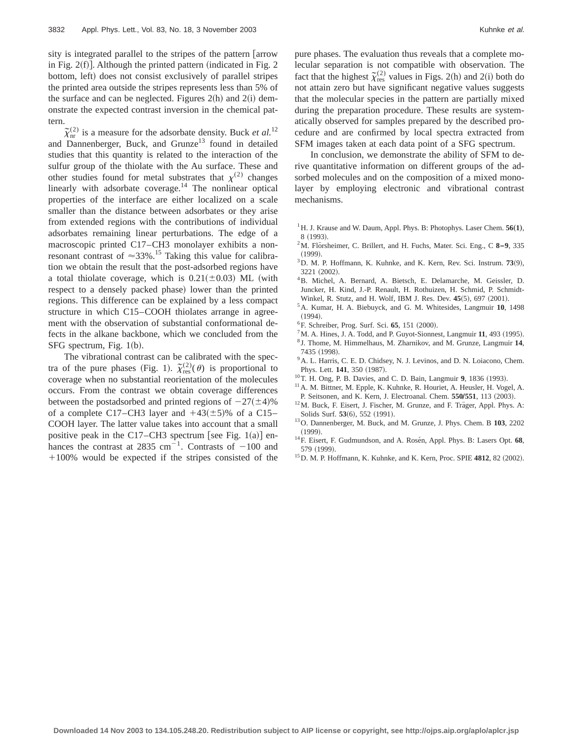sity is integrated parallel to the stripes of the pattern [arrow in Fig. 2(f)]. Although the printed pattern (indicated in Fig. 2 bottom, left) does not consist exclusively of parallel stripes the printed area outside the stripes represents less than 5% of the surface and can be neglected. Figures 2(h) and 2(i) demonstrate the expected contrast inversion in the chemical pattern.

$\tilde{\chi}^{(2)}_{\rm nr}$ is a measure for the adsorbate density. Buck *et al.*[12] and Dannenberger, Buck, and Grunze[13] found in detailed studies that this quantity is related to the interaction of the sulfur group of the thiolate with the Au surface. These and other studies found for metal substrates that $\chi^{(2)}$ changes linearly with adsorbate coverage.[14] The nonlinear optical properties of the interface are either localized on a scale smaller than the distance between adsorbates or they arise from extended regions with the contributions of individual adsorbates remaining linear perturbations. The edge of a macroscopic printed C17–CH3 monolayer exhibits a nonresonant contrast of $\approx$33%.[15] Taking this value for calibration we obtain the result that the post-adsorbed regions have a total thiolate coverage, which is $0.21(\pm 0.03)$ ML (with respect to a densely packed phase) lower than the printed regions. This difference can be explained by a less compact structure in which C15–COOH thiolates arrange in agreement with the observation of substantial conformational defects in the alkane backbone, which we concluded from the SFG spectrum, Fig. 1(b).

The vibrational contrast can be calibrated with the spectra of the pure phases (Fig. 1). $\tilde{\chi}^{(2)}_{\rm res}(\theta)$ is proportional to coverage when no substantial reorientation of the molecules occurs. From the contrast we obtain coverage differences between the postadsorbed and printed regions of $-27(\pm 4)$% of a complete C17–CH3 layer and $+43(\pm 5)$% of a C15–COOH layer. The latter value takes into account that a small positive peak in the C17–CH3 spectrum [see Fig. 1(a)] enhances the contrast at 2835 $\rm cm^{-1}$. Contrasts of $-100$ and $+100$% would be expected if the stripes consisted of the pure phases. The evaluation thus reveals that a complete molecular separation is not compatible with observation. The fact that the highest $\tilde{\chi}^{(2)}_{\rm res}$ values in Figs. 2(h) and 2(i) both do not attain zero but have significant negative values suggests that the molecular species in the pattern are partially mixed during the preparation procedure. These results are systematically observed for samples prepared by the described procedure and are confirmed by local spectra extracted from SFM images taken at each data point of a SFG spectrum.

In conclusion, we demonstrate the ability of SFM to derive quantitative information on different groups of the adsorbed molecules and on the composition of a mixed monolayer by employing electronic and vibrational contrast mechanisms.

[1] H. J. Krause and W. Daum, Appl. Phys. B: Photophys. Laser Chem. **56(1)**, 8 (1993).
[2] M. Flörsheimer, C. Brillert, and H. Fuchs, Mater. Sci. Eng., C **8–9**, 335 (1999).
[3] D. M. P. Hoffmann, K. Kuhnke, and K. Kern, Rev. Sci. Instrum. **73**(9), 3221 (2002).
[4] B. Michel, A. Bernard, A. Bietsch, E. Delamarche, M. Geissler, D. Juncker, H. Kind, J.-P. Renault, H. Rothuizen, H. Schmid, P. Schmidt-Winkel, R. Stutz, and H. Wolf, IBM J. Res. Dev. **45**(5), 697 (2001).
[5] A. Kumar, H. A. Biebuyck, and G. M. Whitesides, Langmuir **10**, 1498 (1994).
[6] F. Schreiber, Prog. Surf. Sci. **65**, 151 (2000).
[7] M. A. Hines, J. A. Todd, and P. Guyot-Sionnest, Langmuir **11**, 493 (1995).
[8] J. Thome, M. Himmelhaus, M. Zharnikov, and M. Grunze, Langmuir **14**, 7435 (1998).
[9] A. L. Harris, C. E. D. Chidsey, N. J. Levinos, and D. N. Loiacono, Chem. Phys. Lett. **141**, 350 (1987).
[10] T. H. Ong, P. B. Davies, and C. D. Bain, Langmuir **9**, 1836 (1993).
[11] A. M. Bittner, M. Epple, K. Kuhnke, R. Houriet, A. Heusler, H. Vogel, A. P. Seitsonen, and K. Kern, J. Electroanal. Chem. **550/551**, 113 (2003).
[12] M. Buck, F. Eisert, J. Fischer, M. Grunze, and F. Träger, Appl. Phys. A: Solids Surf. **53**(6), 552 (1991).
[13] O. Dannenberger, M. Buck, and M. Grunze, J. Phys. Chem. B **103**, 2202 (1999).
[14] F. Eisert, F. Gudmundson, and A. Rosén, Appl. Phys. B: Lasers Opt. **68**, 579 (1999).
[15] D. M. P. Hoffmann, K. Kuhnke, and K. Kern, Proc. SPIE **4812**, 82 (2002).